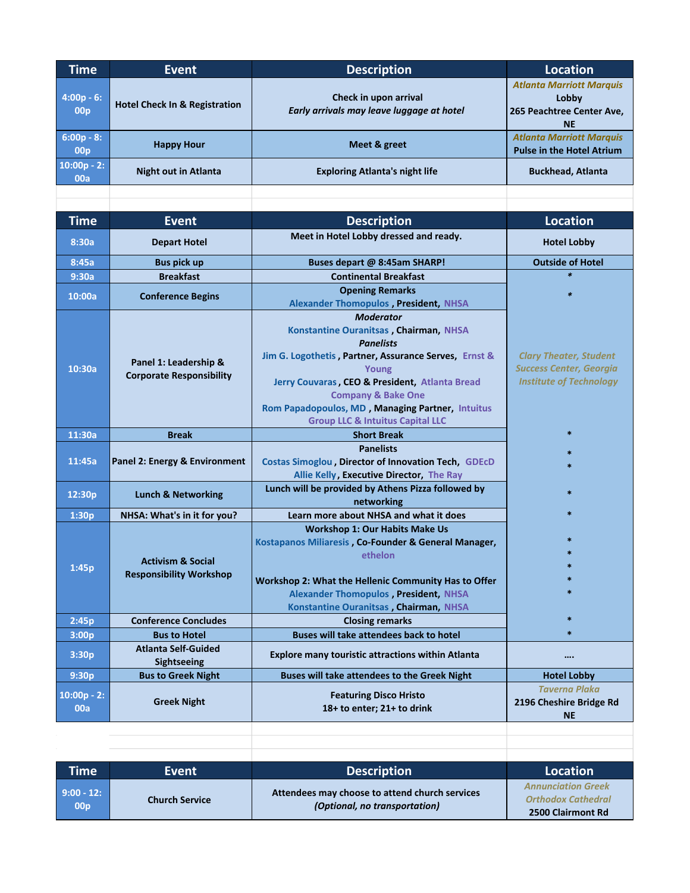| Time | Event | Description | Location |
|---|---|---|---|
| 4:00p - 6:00p | Hotel Check In & Registration | Check in upon arrival<br>*Early arrivals may leave luggage at hotel* | *Atlanta Marriott Marquis*<br>Lobby<br>265 Peachtree Center Ave, NE |
| 6:00p - 8:00p | Happy Hour | Meet & greet | *Atlanta Marriott Marquis*<br>Pulse in the Hotel Atrium |
| 10:00p - 2:00a | Night out in Atlanta | Exploring Atlanta's night life | Buckhead, Atlanta |

| Time | Event | Description | Location |
|---|---|---|---|
| 8:30a | Depart Hotel | Meet in Hotel Lobby dressed and ready. | Hotel Lobby |
| 8:45a | Bus pick up | Buses depart @ 8:45am SHARP! | Outside of Hotel |
| 9:30a | Breakfast | Continental Breakfast | * |
| 10:00a | Conference Begins | Opening Remarks<br>Alexander Thomopulos , President, NHSA | * |
| 10:30a | Panel 1: Leadership & Corporate Responsibility | *Moderator*<br>Konstantine Ouranitsas , Chairman, NHSA<br>*Panelists*<br>Jim G. Logothetis , Partner, Assurance Serves, Ernst & Young<br>Jerry Couvaras , CEO & President, Atlanta Bread Company & Bake One<br>Rom Papadopoulos, MD , Managing Partner, Intuitus Group LLC & Intuitus Capital LLC | *Clary Theater, Student Success Center, Georgia Institute of Technology* |
| 11:30a | Break | Short Break | * |
| 11:45a | Panel 2: Energy & Environment | Panelists<br>Costas Simoglou , Director of Innovation Tech, GDEcD<br>Allie Kelly , Executive Director, The Ray | *<br>* |
| 12:30p | Lunch & Networking | Lunch will be provided by Athens Pizza followed by networking | * |
| 1:30p | NHSA: What's in it for you? | Learn more about NHSA and what it does | * |
| 1:45p | Activism & Social Responsibility Workshop | Workshop 1: Our Habits Make Us<br>Kostapanos Miliaresis , Co-Founder & General Manager, ethelon<br><br>Workshop 2: What the Hellenic Community Has to Offer<br>Alexander Thomopulos , President, NHSA<br>Konstantine Ouranitsas , Chairman, NHSA | *<br>*<br>*<br>*<br>* |
| 2:45p | Conference Concludes | Closing remarks | * |
| 3:00p | Bus to Hotel | Buses will take attendees back to hotel | * |
| 3:30p | Atlanta Self-Guided Sightseeing | Explore many touristic attractions within Atlanta | …. |
| 9:30p | Bus to Greek Night | Buses will take attendees to the Greek Night | Hotel Lobby |
| 10:00p - 2:00a | Greek Night | Featuring Disco Hristo<br>18+ to enter; 21+ to drink | *Taverna Plaka*<br>2196 Cheshire Bridge Rd NE |

| Time | Event | Description | Location |
|---|---|---|---|
| 9:00 - 12:00p | Church Service | Attendees may choose to attend church services<br>*(Optional, no transportation)* | *Annunciation Greek Orthodox Cathedral*<br>2500 Clairmont Rd |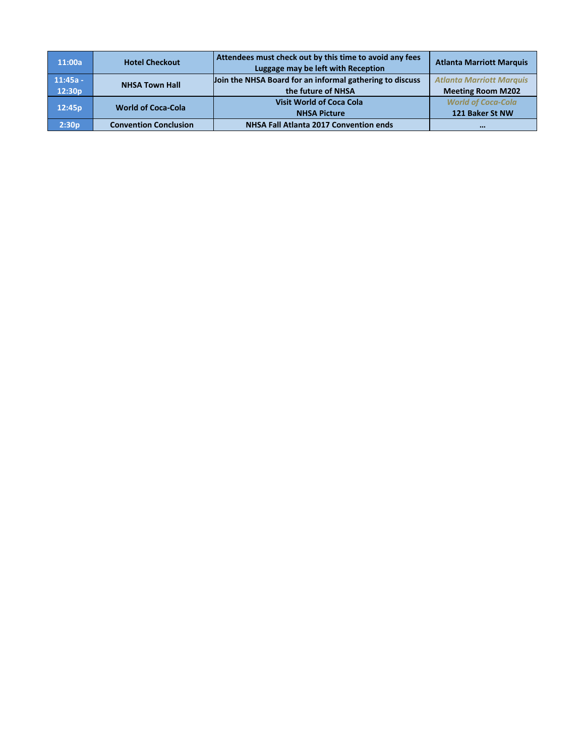| | | | |
|---|---|---|---|
| 11:00a | Hotel Checkout | Attendees must check out by this time to avoid any fees<br>Luggage may be left with Reception | Atlanta Marriott Marquis |
| 11:45a - 12:30p | NHSA Town Hall | Join the NHSA Board for an informal gathering to discuss the future of NHSA | *Atlanta Marriott Marquis*<br>Meeting Room M202 |
| 12:45p | World of Coca-Cola | Visit World of Coca Cola<br>NHSA Picture | *World of Coca-Cola*<br>121 Baker St NW |
| 2:30p | Convention Conclusion | NHSA Fall Atlanta 2017 Convention ends | ... |